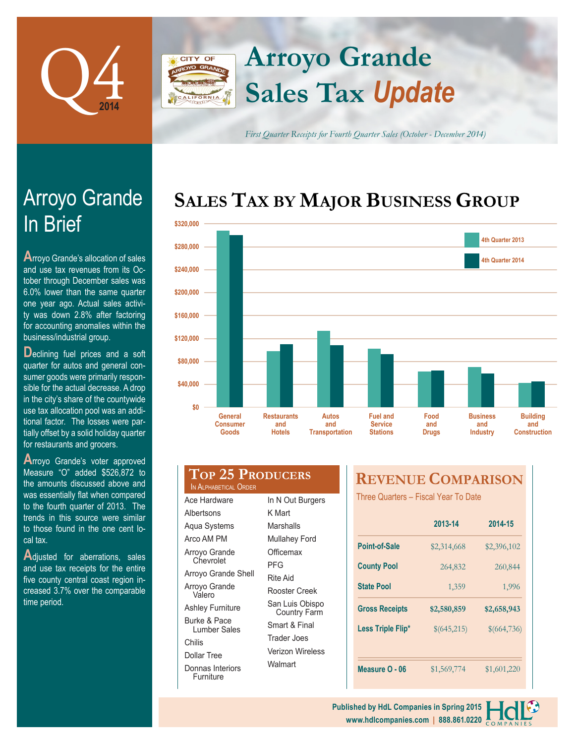# Q4 2014

# Arroyo Grande Sales Tax *Update*

*First Quarter Receipts for Fourth Quarter Sales (October - December 2014)*

## Arroyo Grande In Brief

Arroyo Grande's allocation of sales and use tax revenues from its October through December sales was 6.0% lower than the same quarter one year ago. Actual sales activity was down 2.8% after factoring for accounting anomalies within the business/industrial group.

Declining fuel prices and a soft quarter for autos and general consumer goods were primarily responsible for the actual decrease. A drop in the city's share of the countywide use tax allocation pool was an additional factor. The losses were partially offset by a solid holiday quarter for restaurants and grocers.

Arroyo Grande's voter approved Measure "O" added $526,872 to the amounts discussed above and was essentially flat when compared to the fourth quarter of 2013. The trends in this source were similar to those found in the one cent local tax.

Adjusted for aberrations, sales and use tax receipts for the entire five county central coast region increased 3.7% over the comparable time period.

## Sales Tax by Major Business Group

Legend: 4th Quarter 2013; 4th Quarter 2014

Y-axis: $0 to $320,000

Categories: General Consumer Goods; Restaurants and Hotels; Autos and Transportation; Fuel and Service Stations; Food and Drugs; Business and Industry; Building and Construction

## Top 25 Producers

In Alphabetical Order

- Ace Hardware
- Albertsons
- Aqua Systems
- Arco AM PM
- Arroyo Grande Chevrolet
- Arroyo Grande Shell
- Arroyo Grande Valero
- Ashley Furniture
- Burke & Pace Lumber Sales
- Chilis
- Dollar Tree
- Donnas Interiors Furniture
- In N Out Burgers
- K Mart
- Marshalls
- Mullahey Ford
- Officemax
- PFG
- Rite Aid
- Rooster Creek
- San Luis Obispo Country Farm
- Smart & Final
- Trader Joes
- Verizon Wireless
- Walmart

## Revenue Comparison

Three Quarters – Fiscal Year To Date

| | 2013-14 | 2014-15 |
|---|---|---|
| Point-of-Sale | $2,314,668 | $2,396,102 |
| County Pool | 264,832 | 260,844 |
| State Pool | 1,359 | 1,996 |
| Gross Receipts | $2,580,859 | $2,658,943 |
| Less Triple Flip* | $(645,215) | $(664,736) |
| Measure O - 06 | $1,569,774 | $1,601,220 |

Published by HdL Companies in Spring 2015
www.hdlcompanies.com | 888.861.0220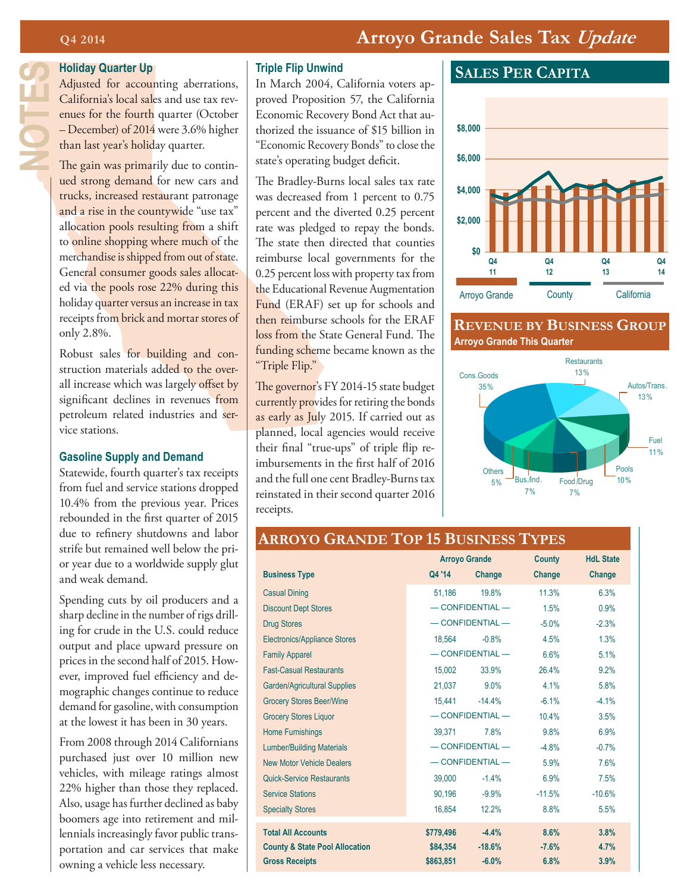## Holiday Quarter Up

Adjusted for accounting aberrations, California's local sales and use tax revenues for the fourth quarter (October – December) of 2014 were 3.6% higher than last year's holiday quarter.

The gain was primarily due to continued strong demand for new cars and trucks, increased restaurant patronage and a rise in the countywide "use tax" allocation pools resulting from a shift to online shopping where much of the merchandise is shipped from out of state. General consumer goods sales allocated via the pools rose 22% during this holiday quarter versus an increase in tax receipts from brick and mortar stores of only 2.8%.

Robust sales for building and construction materials added to the overall increase which was largely offset by significant declines in revenues from petroleum related industries and service stations.

## Gasoline Supply and Demand

Statewide, fourth quarter's tax receipts from fuel and service stations dropped 10.4% from the previous year. Prices rebounded in the first quarter of 2015 due to refinery shutdowns and labor strife but remained well below the prior year due to a worldwide supply glut and weak demand.

Spending cuts by oil producers and a sharp decline in the number of rigs drilling for crude in the U.S. could reduce output and place upward pressure on prices in the second half of 2015. However, improved fuel efficiency and demographic changes continue to reduce demand for gasoline, with consumption at the lowest it has been in 30 years.

From 2008 through 2014 Californians purchased just over 10 million new vehicles, with mileage ratings almost 22% higher than those they replaced. Also, usage has further declined as baby boomers age into retirement and millennials increasingly favor public transportation and car services that make owning a vehicle less necessary.

## Triple Flip Unwind

In March 2004, California voters approved Proposition 57, the California Economic Recovery Bond Act that authorized the issuance of $15 billion in "Economic Recovery Bonds" to close the state's operating budget deficit.

The Bradley-Burns local sales tax rate was decreased from 1 percent to 0.75 percent and the diverted 0.25 percent rate was pledged to repay the bonds. The state then directed that counties reimburse local governments for the 0.25 percent loss with property tax from the Educational Revenue Augmentation Fund (ERAF) set up for schools and then reimburse schools for the ERAF loss from the State General Fund. The funding scheme became known as the "Triple Flip."

The governor's FY 2014-15 state budget currently provides for retiring the bonds as early as July 2015. If carried out as planned, local agencies would receive their final "true-ups" of triple flip reimbursements in the first half of 2016 and the full one cent Bradley-Burns tax reinstated in their second quarter 2016 receipts.

## Sales Per Capita

$8,000
$6,000
$4,000
$2,000
$0
Q4 11
Q4 12
Q4 13
Q4 14

Arroyo Grande
County
California

## Revenue by Business Group

Arroyo Grande This Quarter

Cons.Goods 35%
Restaurants 13%
Autos/Trans. 13%
Fuel 11%
Pools 10%
Food/Drug 7%
Bus./Ind. 7%
Others 5%

## Arroyo Grande Top 15 Business Types

| Business Type | Arroyo Grande Q4 '14 | Arroyo Grande Change | County Change | HdL State Change |
|---|---|---|---|---|
| Casual Dining | 51,186 | 19.8% | 11.3% | 6.3% |
| Discount Dept Stores | — CONFIDENTIAL — | | 1.5% | 0.9% |
| Drug Stores | — CONFIDENTIAL — | | -5.0% | -2.3% |
| Electronics/Appliance Stores | 18,564 | -0.8% | 4.5% | 1.3% |
| Family Apparel | — CONFIDENTIAL — | | 6.6% | 5.1% |
| Fast-Casual Restaurants | 15,002 | 33.9% | 26.4% | 9.2% |
| Garden/Agricultural Supplies | 21,037 | 9.0% | 4.1% | 5.8% |
| Grocery Stores Beer/Wine | 15,441 | -14.4% | -6.1% | -4.1% |
| Grocery Stores Liquor | — CONFIDENTIAL — | | 10.4% | 3.5% |
| Home Furnishings | 39,371 | 7.8% | 9.8% | 6.9% |
| Lumber/Building Materials | — CONFIDENTIAL — | | -4.8% | -0.7% |
| New Motor Vehicle Dealers | — CONFIDENTIAL — | | 5.9% | 7.6% |
| Quick-Service Restaurants | 39,000 | -1.4% | 6.9% | 7.5% |
| Service Stations | 90,196 | -9.9% | -11.5% | -10.6% |
| Specialty Stores | 16,854 | 12.2% | 8.8% | 5.5% |
| **Total All Accounts** | **$779,496** | **-4.4%** | **8.6%** | **3.8%** |
| **County & State Pool Allocation** | **$84,354** | **-18.6%** | **-7.6%** | **4.7%** |
| **Gross Receipts** | **$863,851** | **-6.0%** | **6.8%** | **3.9%** |